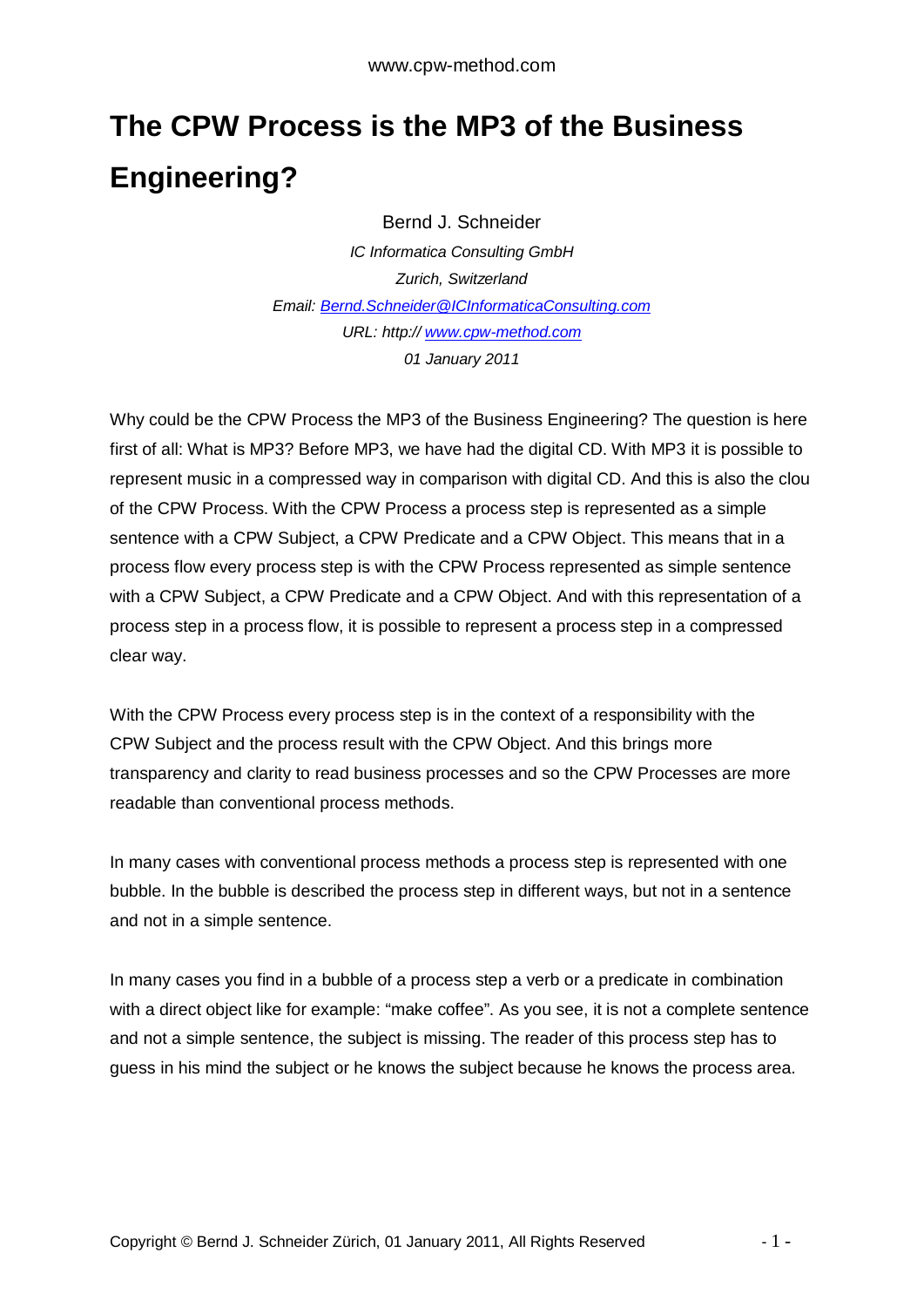# The CPW Process is the MP3 of the Business Engineering?

Bernd J. Schneider

*IC Informatica Consulting GmbH*

*Zurich, Switzerland*

*Email: [Bernd.Schneider@ICInformaticaConsulting.com](mailto:Bernd.Schneider@ICInformaticaConsulting.com)*

*URL: http:// [www.cpw-method.com](http://www.cpw-method.com)*

*01 January 2011*

Why could be the CPW Process the MP3 of the Business Engineering? The question is here first of all: What is MP3? Before MP3, we have had the digital CD. With MP3 it is possible to represent music in a compressed way in comparison with digital CD. And this is also the clou of the CPW Process. With the CPW Process a process step is represented as a simple sentence with a CPW Subject, a CPW Predicate and a CPW Object. This means that in a process flow every process step is with the CPW Process represented as simple sentence with a CPW Subject, a CPW Predicate and a CPW Object. And with this representation of a process step in a process flow, it is possible to represent a process step in a compressed clear way.

With the CPW Process every process step is in the context of a responsibility with the CPW Subject and the process result with the CPW Object. And this brings more transparency and clarity to read business processes and so the CPW Processes are more readable than conventional process methods.

In many cases with conventional process methods a process step is represented with one bubble. In the bubble is described the process step in different ways, but not in a sentence and not in a simple sentence.

In many cases you find in a bubble of a process step a verb or a predicate in combination with a direct object like for example: "make coffee". As you see, it is not a complete sentence and not a simple sentence, the subject is missing. The reader of this process step has to guess in his mind the subject or he knows the subject because he knows the process area.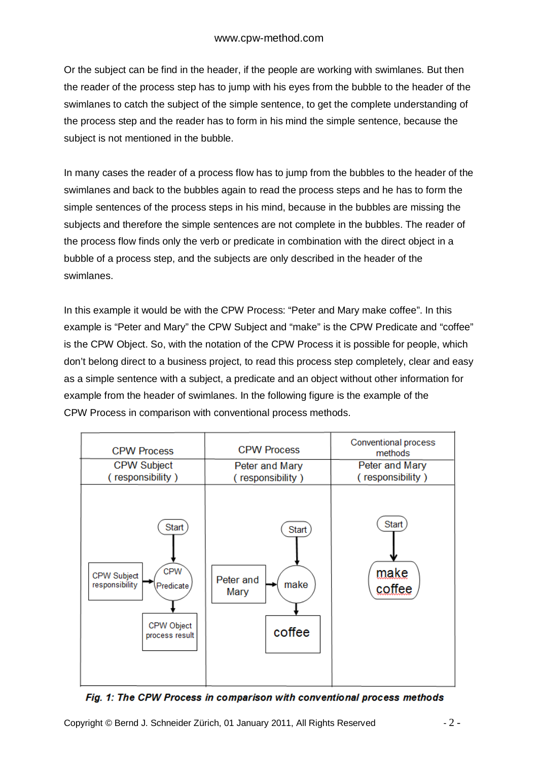Or the subject can be find in the header, if the people are working with swimlanes. But then the reader of the process step has to jump with his eyes from the bubble to the header of the swimlanes to catch the subject of the simple sentence, to get the complete understanding of the process step and the reader has to form in his mind the simple sentence, because the subject is not mentioned in the bubble.

In many cases the reader of a process flow has to jump from the bubbles to the header of the swimlanes and back to the bubbles again to read the process steps and he has to form the simple sentences of the process steps in his mind, because in the bubbles are missing the subjects and therefore the simple sentences are not complete in the bubbles. The reader of the process flow finds only the verb or predicate in combination with the direct object in a bubble of a process step, and the subjects are only described in the header of the swimlanes.

In this example it would be with the CPW Process: "Peter and Mary make coffee". In this example is "Peter and Mary" the CPW Subject and "make" is the CPW Predicate and "coffee" is the CPW Object. So, with the notation of the CPW Process it is possible for people, which don't belong direct to a business project, to read this process step completely, clear and easy as a simple sentence with a subject, a predicate and an object without other information for example from the header of swimlanes. In the following figure is the example of the CPW Process in comparison with conventional process methods.

| CPW Process | CPW Process | Conventional process methods |
|---|---|---|
| CPW Subject ( responsibility ) | Peter and Mary ( responsibility ) | Peter and Mary ( responsibility ) |
| Start → CPW Subject responsibility → CPW Predicate → CPW Object process result | Start → Peter and Mary → make → coffee | Start → make coffee |

*Fig. 1: The CPW Process in comparison with conventional process methods*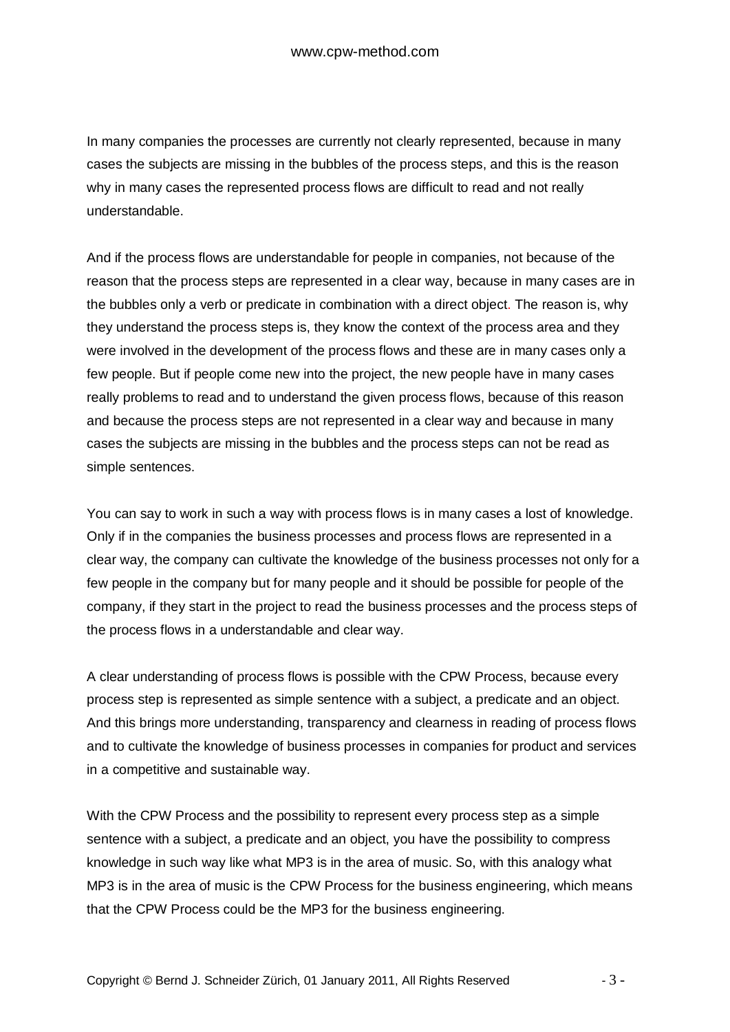In many companies the processes are currently not clearly represented, because in many cases the subjects are missing in the bubbles of the process steps, and this is the reason why in many cases the represented process flows are difficult to read and not really understandable.

And if the process flows are understandable for people in companies, not because of the reason that the process steps are represented in a clear way, because in many cases are in the bubbles only a verb or predicate in combination with a direct object. The reason is, why they understand the process steps is, they know the context of the process area and they were involved in the development of the process flows and these are in many cases only a few people. But if people come new into the project, the new people have in many cases really problems to read and to understand the given process flows, because of this reason and because the process steps are not represented in a clear way and because in many cases the subjects are missing in the bubbles and the process steps can not be read as simple sentences.

You can say to work in such a way with process flows is in many cases a lost of knowledge. Only if in the companies the business processes and process flows are represented in a clear way, the company can cultivate the knowledge of the business processes not only for a few people in the company but for many people and it should be possible for people of the company, if they start in the project to read the business processes and the process steps of the process flows in a understandable and clear way.

A clear understanding of process flows is possible with the CPW Process, because every process step is represented as simple sentence with a subject, a predicate and an object. And this brings more understanding, transparency and clearness in reading of process flows and to cultivate the knowledge of business processes in companies for product and services in a competitive and sustainable way.

With the CPW Process and the possibility to represent every process step as a simple sentence with a subject, a predicate and an object, you have the possibility to compress knowledge in such way like what MP3 is in the area of music. So, with this analogy what MP3 is in the area of music is the CPW Process for the business engineering, which means that the CPW Process could be the MP3 for the business engineering.

Copyright © Bernd J. Schneider Zürich, 01 January 2011, All Rights Reserved